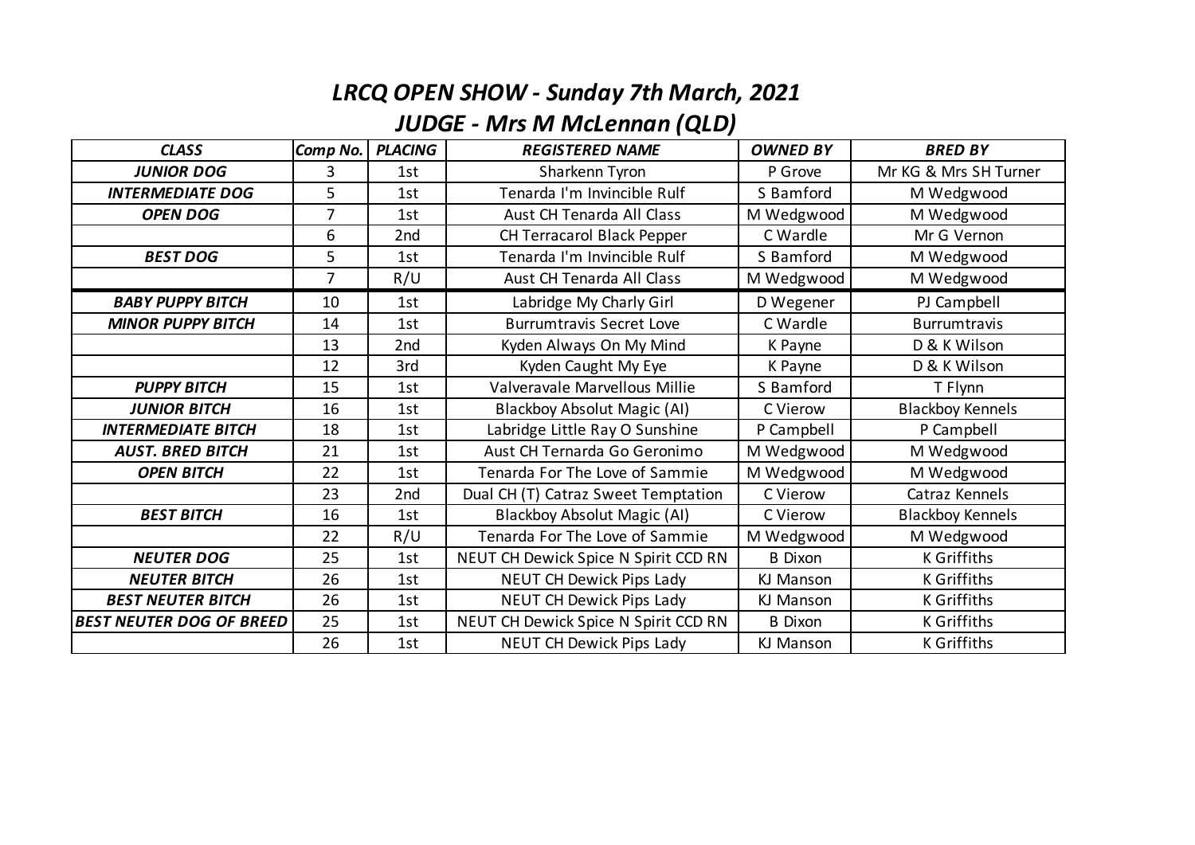# *LRCQ OPEN SHOW - Sunday 7th March, 2021*

## *JUDGE - Mrs M McLennan (QLD)*

| *CLASS* | *Comp No.* | *PLACING* | *REGISTERED NAME* | *OWNED BY* | *BRED BY* |
|---|---|---|---|---|---|
| ***JUNIOR DOG*** | 3 | 1st | Sharkenn Tyron | P Grove | Mr KG & Mrs SH Turner |
| ***INTERMEDIATE DOG*** | 5 | 1st | Tenarda I'm Invincible Rulf | S Bamford | M Wedgwood |
| ***OPEN DOG*** | 7 | 1st | Aust CH Tenarda All Class | M Wedgwood | M Wedgwood |
| | 6 | 2nd | CH Terracarol Black Pepper | C Wardle | Mr G Vernon |
| ***BEST DOG*** | 5 | 1st | Tenarda I'm Invincible Rulf | S Bamford | M Wedgwood |
| | 7 | R/U | Aust CH Tenarda All Class | M Wedgwood | M Wedgwood |
| ***BABY PUPPY BITCH*** | 10 | 1st | Labridge My Charly Girl | D Wegener | PJ Campbell |
| ***MINOR PUPPY BITCH*** | 14 | 1st | Burrumtravis Secret Love | C Wardle | Burrumtravis |
| | 13 | 2nd | Kyden Always On My Mind | K Payne | D & K Wilson |
| | 12 | 3rd | Kyden Caught My Eye | K Payne | D & K Wilson |
| ***PUPPY BITCH*** | 15 | 1st | Valveravale Marvellous Millie | S Bamford | T Flynn |
| ***JUNIOR BITCH*** | 16 | 1st | Blackboy Absolut Magic (AI) | C Vierow | Blackboy Kennels |
| ***INTERMEDIATE BITCH*** | 18 | 1st | Labridge Little Ray O Sunshine | P Campbell | P Campbell |
| ***AUST. BRED BITCH*** | 21 | 1st | Aust CH Ternarda Go Geronimo | M Wedgwood | M Wedgwood |
| ***OPEN BITCH*** | 22 | 1st | Tenarda For The Love of Sammie | M Wedgwood | M Wedgwood |
| | 23 | 2nd | Dual CH (T) Catraz Sweet Temptation | C Vierow | Catraz Kennels |
| ***BEST BITCH*** | 16 | 1st | Blackboy Absolut Magic (AI) | C Vierow | Blackboy Kennels |
| | 22 | R/U | Tenarda For The Love of Sammie | M Wedgwood | M Wedgwood |
| ***NEUTER DOG*** | 25 | 1st | NEUT CH Dewick Spice N Spirit CCD RN | B Dixon | K Griffiths |
| ***NEUTER BITCH*** | 26 | 1st | NEUT CH Dewick Pips Lady | KJ Manson | K Griffiths |
| ***BEST NEUTER BITCH*** | 26 | 1st | NEUT CH Dewick Pips Lady | KJ Manson | K Griffiths |
| ***BEST NEUTER DOG OF BREED*** | 25 | 1st | NEUT CH Dewick Spice N Spirit CCD RN | B Dixon | K Griffiths |
| | 26 | 1st | NEUT CH Dewick Pips Lady | KJ Manson | K Griffiths |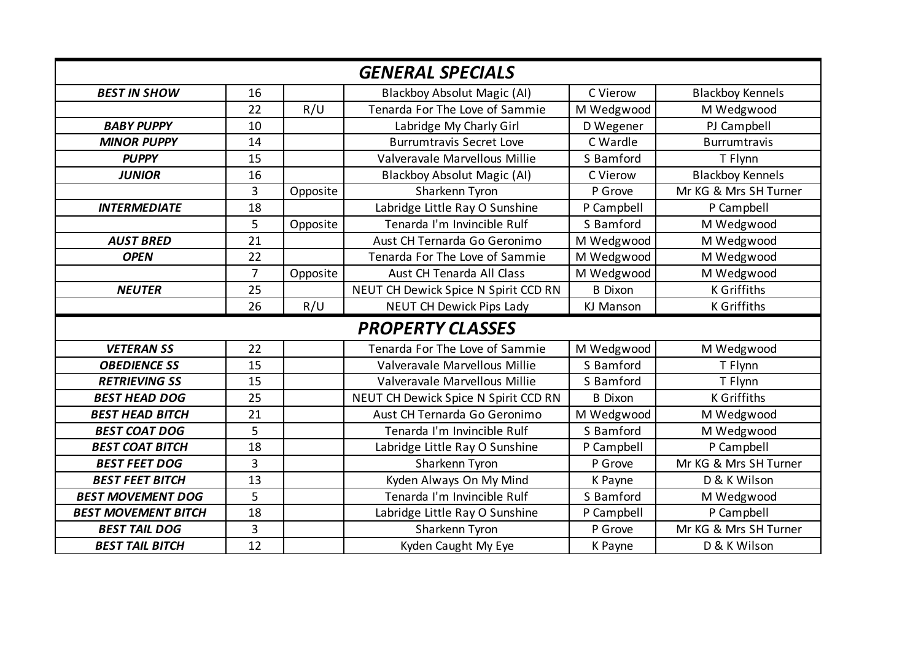| | | | | | |
|---|---|---|---|---|---|
| ***GENERAL SPECIALS*** | | | | | |
| ***BEST IN SHOW*** | 16 | | Blackboy Absolut Magic (AI) | C Vierow | Blackboy Kennels |
| | 22 | R/U | Tenarda For The Love of Sammie | M Wedgwood | M Wedgwood |
| ***BABY PUPPY*** | 10 | | Labridge My Charly Girl | D Wegener | PJ Campbell |
| ***MINOR PUPPY*** | 14 | | Burrumtravis Secret Love | C Wardle | Burrumtravis |
| ***PUPPY*** | 15 | | Valveravale Marvellous Millie | S Bamford | T Flynn |
| ***JUNIOR*** | 16 | | Blackboy Absolut Magic (AI) | C Vierow | Blackboy Kennels |
| | 3 | Opposite | Sharkenn Tyron | P Grove | Mr KG & Mrs SH Turner |
| ***INTERMEDIATE*** | 18 | | Labridge Little Ray O Sunshine | P Campbell | P Campbell |
| | 5 | Opposite | Tenarda I'm Invincible Rulf | S Bamford | M Wedgwood |
| ***AUST BRED*** | 21 | | Aust CH Ternarda Go Geronimo | M Wedgwood | M Wedgwood |
| ***OPEN*** | 22 | | Tenarda For The Love of Sammie | M Wedgwood | M Wedgwood |
| | 7 | Opposite | Aust CH Tenarda All Class | M Wedgwood | M Wedgwood |
| ***NEUTER*** | 25 | | NEUT CH Dewick Spice N Spirit CCD RN | B Dixon | K Griffiths |
| | 26 | R/U | NEUT CH Dewick Pips Lady | KJ Manson | K Griffiths |
| ***PROPERTY CLASSES*** | | | | | |
| ***VETERAN SS*** | 22 | | Tenarda For The Love of Sammie | M Wedgwood | M Wedgwood |
| ***OBEDIENCE SS*** | 15 | | Valveravale Marvellous Millie | S Bamford | T Flynn |
| ***RETRIEVING SS*** | 15 | | Valveravale Marvellous Millie | S Bamford | T Flynn |
| ***BEST HEAD DOG*** | 25 | | NEUT CH Dewick Spice N Spirit CCD RN | B Dixon | K Griffiths |
| ***BEST HEAD BITCH*** | 21 | | Aust CH Ternarda Go Geronimo | M Wedgwood | M Wedgwood |
| ***BEST COAT DOG*** | 5 | | Tenarda I'm Invincible Rulf | S Bamford | M Wedgwood |
| ***BEST COAT BITCH*** | 18 | | Labridge Little Ray O Sunshine | P Campbell | P Campbell |
| ***BEST FEET DOG*** | 3 | | Sharkenn Tyron | P Grove | Mr KG & Mrs SH Turner |
| ***BEST FEET BITCH*** | 13 | | Kyden Always On My Mind | K Payne | D & K Wilson |
| ***BEST MOVEMENT DOG*** | 5 | | Tenarda I'm Invincible Rulf | S Bamford | M Wedgwood |
| ***BEST MOVEMENT BITCH*** | 18 | | Labridge Little Ray O Sunshine | P Campbell | P Campbell |
| ***BEST TAIL DOG*** | 3 | | Sharkenn Tyron | P Grove | Mr KG & Mrs SH Turner |
| ***BEST TAIL BITCH*** | 12 | | Kyden Caught My Eye | K Payne | D & K Wilson |